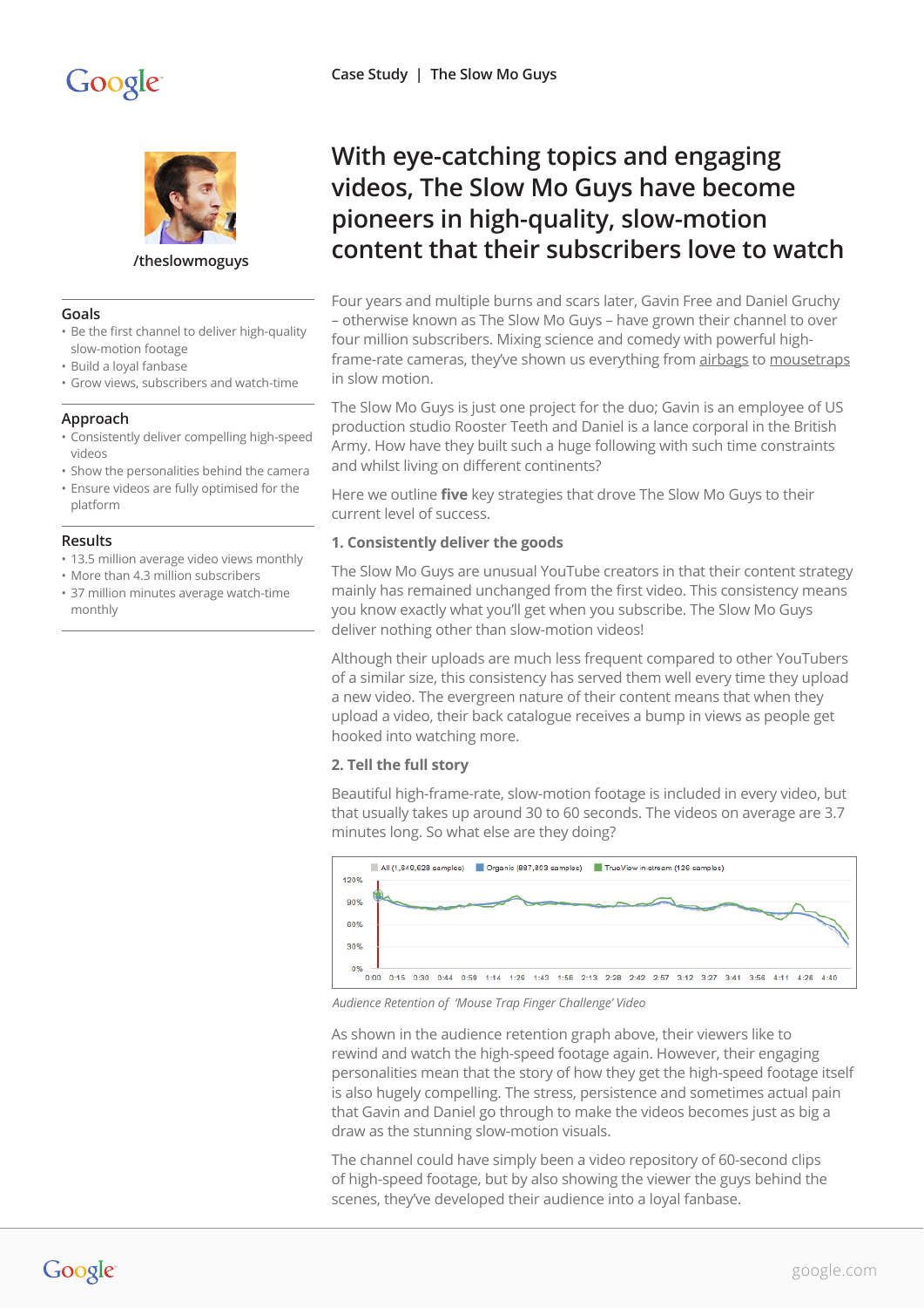Case Study | The Slow Mo Guys

/theslowmoguys

## Goals

- Be the first channel to deliver high-quality slow-motion footage
- Build a loyal fanbase
- Grow views, subscribers and watch-time

## Approach

- Consistently deliver compelling high-speed videos
- Show the personalities behind the camera
- Ensure videos are fully optimised for the platform

## Results

- 13.5 million average video views monthly
- More than 4.3 million subscribers
- 37 million minutes average watch-time monthly

# With eye-catching topics and engaging videos, The Slow Mo Guys have become pioneers in high-quality, slow-motion content that their subscribers love to watch

Four years and multiple burns and scars later, Gavin Free and Daniel Gruchy – otherwise known as The Slow Mo Guys – have grown their channel to over four million subscribers. Mixing science and comedy with powerful high-frame-rate cameras, they've shown us everything from airbags to mousetraps in slow motion.

The Slow Mo Guys is just one project for the duo; Gavin is an employee of US production studio Rooster Teeth and Daniel is a lance corporal in the British Army. How have they built such a huge following with such time constraints and whilst living on different continents?

Here we outline **five** key strategies that drove The Slow Mo Guys to their current level of success.

### 1. Consistently deliver the goods

The Slow Mo Guys are unusual YouTube creators in that their content strategy mainly has remained unchanged from the first video. This consistency means you know exactly what you'll get when you subscribe. The Slow Mo Guys deliver nothing other than slow-motion videos!

Although their uploads are much less frequent compared to other YouTubers of a similar size, this consistency has served them well every time they upload a new video. The evergreen nature of their content means that when they upload a video, their back catalogue receives a bump in views as people get hooked into watching more.

### 2. Tell the full story

Beautiful high-frame-rate, slow-motion footage is included in every video, but that usually takes up around 30 to 60 seconds. The videos on average are 3.7 minutes long. So what else are they doing?

*Audience Retention of 'Mouse Trap Finger Challenge' Video*

As shown in the audience retention graph above, their viewers like to rewind and watch the high-speed footage again. However, their engaging personalities mean that the story of how they get the high-speed footage itself is also hugely compelling. The stress, persistence and sometimes actual pain that Gavin and Daniel go through to make the videos becomes just as big a draw as the stunning slow-motion visuals.

The channel could have simply been a video repository of 60-second clips of high-speed footage, but by also showing the viewer the guys behind the scenes, they've developed their audience into a loyal fanbase.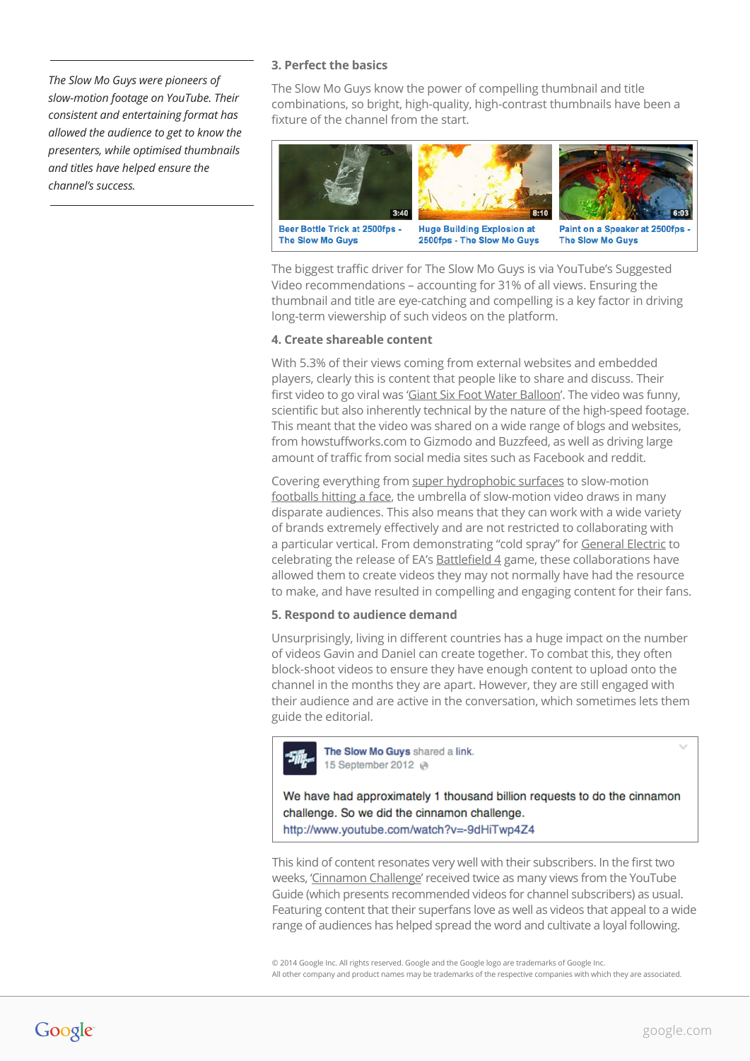*The Slow Mo Guys were pioneers of slow-motion footage on YouTube. Their consistent and entertaining format has allowed the audience to get to know the presenters, while optimised thumbnails and titles have helped ensure the channel's success.*

### 3. Perfect the basics

The Slow Mo Guys know the power of compelling thumbnail and title combinations, so bright, high-quality, high-contrast thumbnails have been a fixture of the channel from the start.

3:40
Beer Bottle Trick at 2500fps - The Slow Mo Guys

8:10
Huge Building Explosion at 2500fps - The Slow Mo Guys

6:03
Paint on a Speaker at 2500fps - The Slow Mo Guys

The biggest traffic driver for The Slow Mo Guys is via YouTube's Suggested Video recommendations – accounting for 31% of all views. Ensuring the thumbnail and title are eye-catching and compelling is a key factor in driving long-term viewership of such videos on the platform.

### 4. Create shareable content

With 5.3% of their views coming from external websites and embedded players, clearly this is content that people like to share and discuss. Their first video to go viral was 'Giant Six Foot Water Balloon'. The video was funny, scientific but also inherently technical by the nature of the high-speed footage. This meant that the video was shared on a wide range of blogs and websites, from howstuffworks.com to Gizmodo and Buzzfeed, as well as driving large amount of traffic from social media sites such as Facebook and reddit.

Covering everything from super hydrophobic surfaces to slow-motion footballs hitting a face, the umbrella of slow-motion video draws in many disparate audiences. This also means that they can work with a wide variety of brands extremely effectively and are not restricted to collaborating with a particular vertical. From demonstrating "cold spray" for General Electric to celebrating the release of EA's Battlefield 4 game, these collaborations have allowed them to create videos they may not normally have had the resource to make, and have resulted in compelling and engaging content for their fans.

### 5. Respond to audience demand

Unsurprisingly, living in different countries has a huge impact on the number of videos Gavin and Daniel can create together. To combat this, they often block-shoot videos to ensure they have enough content to upload onto the channel in the months they are apart. However, they are still engaged with their audience and are active in the conversation, which sometimes lets them guide the editorial.

**The Slow Mo Guys** shared a link.
15 September 2012

We have had approximately 1 thousand billion requests to do the cinnamon challenge. So we did the cinnamon challenge.
http://www.youtube.com/watch?v=-9dHiTwp4Z4

This kind of content resonates very well with their subscribers. In the first two weeks, 'Cinnamon Challenge' received twice as many views from the YouTube Guide (which presents recommended videos for channel subscribers) as usual. Featuring content that their superfans love as well as videos that appeal to a wide range of audiences has helped spread the word and cultivate a loyal following.

© 2014 Google Inc. All rights reserved. Google and the Google logo are trademarks of Google Inc.
All other company and product names may be trademarks of the respective companies with which they are associated.